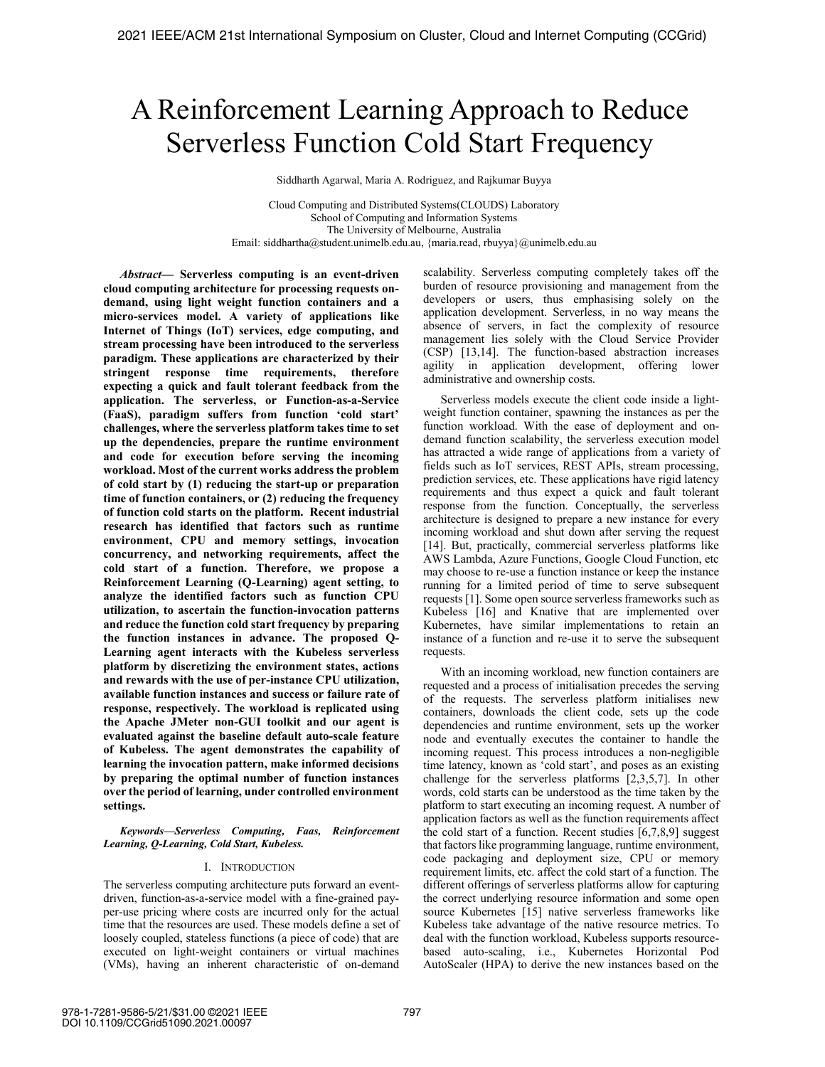# A Reinforcement Learning Approach to Reduce Serverless Function Cold Start Frequency

Siddharth Agarwal, Maria A. Rodriguez, and Rajkumar Buyya

Cloud Computing and Distributed Systems(CLOUDS) Laboratory
School of Computing and Information Systems
The University of Melbourne, Australia
Email: siddhartha@student.unimelb.edu.au, {maria.read, rbuyya}@unimelb.edu.au

***Abstract*— Serverless computing is an event-driven cloud computing architecture for processing requests on-demand, using light weight function containers and a micro-services model. A variety of applications like Internet of Things (IoT) services, edge computing, and stream processing have been introduced to the serverless paradigm. These applications are characterized by their stringent response time requirements, therefore expecting a quick and fault tolerant feedback from the application. The serverless, or Function-as-a-Service (FaaS), paradigm suffers from function 'cold start' challenges, where the serverless platform takes time to set up the dependencies, prepare the runtime environment and code for execution before serving the incoming workload. Most of the current works address the problem of cold start by (1) reducing the start-up or preparation time of function containers, or (2) reducing the frequency of function cold starts on the platform. Recent industrial research has identified that factors such as runtime environment, CPU and memory settings, invocation concurrency, and networking requirements, affect the cold start of a function. Therefore, we propose a Reinforcement Learning (Q-Learning) agent setting, to analyze the identified factors such as function CPU utilization, to ascertain the function-invocation patterns and reduce the function cold start frequency by preparing the function instances in advance. The proposed Q-Learning agent interacts with the Kubeless serverless platform by discretizing the environment states, actions and rewards with the use of per-instance CPU utilization, available function instances and success or failure rate of response, respectively. The workload is replicated using the Apache JMeter non-GUI toolkit and our agent is evaluated against the baseline default auto-scale feature of Kubeless. The agent demonstrates the capability of learning the invocation pattern, make informed decisions by preparing the optimal number of function instances over the period of learning, under controlled environment settings.**

***Keywords—Serverless Computing, Faas, Reinforcement Learning, Q-Learning, Cold Start, Kubeless.***

## I. Introduction

The serverless computing architecture puts forward an event-driven, function-as-a-service model with a fine-grained pay-per-use pricing where costs are incurred only for the actual time that the resources are used. These models define a set of loosely coupled, stateless functions (a piece of code) that are executed on light-weight containers or virtual machines (VMs), having an inherent characteristic of on-demand scalability. Serverless computing completely takes off the burden of resource provisioning and management from the developers or users, thus emphasising solely on the application development. Serverless, in no way means the absence of servers, in fact the complexity of resource management lies solely with the Cloud Service Provider (CSP) [13,14]. The function-based abstraction increases agility in application development, offering lower administrative and ownership costs.

Serverless models execute the client code inside a light-weight function container, spawning the instances as per the function workload. With the ease of deployment and on-demand function scalability, the serverless execution model has attracted a wide range of applications from a variety of fields such as IoT services, REST APIs, stream processing, prediction services, etc. These applications have rigid latency requirements and thus expect a quick and fault tolerant response from the function. Conceptually, the serverless architecture is designed to prepare a new instance for every incoming workload and shut down after serving the request [14]. But, practically, commercial serverless platforms like AWS Lambda, Azure Functions, Google Cloud Function, etc may choose to re-use a function instance or keep the instance running for a limited period of time to serve subsequent requests [1]. Some open source serverless frameworks such as Kubeless [16] and Knative that are implemented over Kubernetes, have similar implementations to retain an instance of a function and re-use it to serve the subsequent requests.

With an incoming workload, new function containers are requested and a process of initialisation precedes the serving of the requests. The serverless platform initialises new containers, downloads the client code, sets up the code dependencies and runtime environment, sets up the worker node and eventually executes the container to handle the incoming request. This process introduces a non-negligible time latency, known as 'cold start', and poses as an existing challenge for the serverless platforms [2,3,5,7]. In other words, cold starts can be understood as the time taken by the platform to start executing an incoming request. A number of application factors as well as the function requirements affect the cold start of a function. Recent studies [6,7,8,9] suggest that factors like programming language, runtime environment, code packaging and deployment size, CPU or memory requirement limits, etc. affect the cold start of a function. The different offerings of serverless platforms allow for capturing the correct underlying resource information and some open source Kubernetes [15] native serverless frameworks like Kubeless take advantage of the native resource metrics. To deal with the function workload, Kubeless supports resource-based auto-scaling, i.e., Kubernetes Horizontal Pod AutoScaler (HPA) to derive the new instances based on the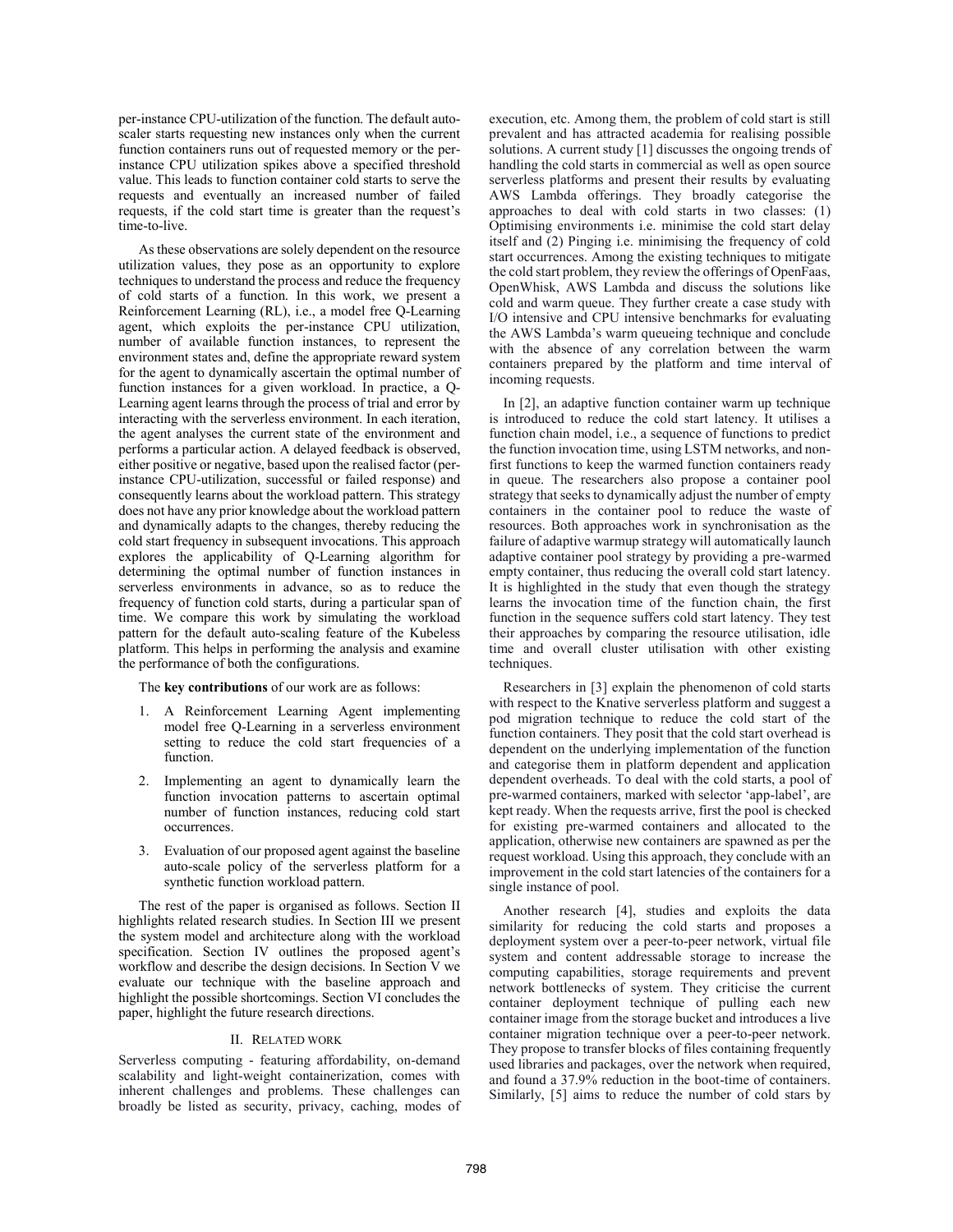per-instance CPU-utilization of the function. The default auto-scaler starts requesting new instances only when the current function containers runs out of requested memory or the per-instance CPU utilization spikes above a specified threshold value. This leads to function container cold starts to serve the requests and eventually an increased number of failed requests, if the cold start time is greater than the request's time-to-live.

As these observations are solely dependent on the resource utilization values, they pose as an opportunity to explore techniques to understand the process and reduce the frequency of cold starts of a function. In this work, we present a Reinforcement Learning (RL), i.e., a model free Q-Learning agent, which exploits the per-instance CPU utilization, number of available function instances, to represent the environment states and, define the appropriate reward system for the agent to dynamically ascertain the optimal number of function instances for a given workload. In practice, a Q-Learning agent learns through the process of trial and error by interacting with the serverless environment. In each iteration, the agent analyses the current state of the environment and performs a particular action. A delayed feedback is observed, either positive or negative, based upon the realised factor (per-instance CPU-utilization, successful or failed response) and consequently learns about the workload pattern. This strategy does not have any prior knowledge about the workload pattern and dynamically adapts to the changes, thereby reducing the cold start frequency in subsequent invocations. This approach explores the applicability of Q-Learning algorithm for determining the optimal number of function instances in serverless environments in advance, so as to reduce the frequency of function cold starts, during a particular span of time. We compare this work by simulating the workload pattern for the default auto-scaling feature of the Kubeless platform. This helps in performing the analysis and examine the performance of both the configurations.

The **key contributions** of our work are as follows:

1. A Reinforcement Learning Agent implementing model free Q-Learning in a serverless environment setting to reduce the cold start frequencies of a function.
2. Implementing an agent to dynamically learn the function invocation patterns to ascertain optimal number of function instances, reducing cold start occurrences.
3. Evaluation of our proposed agent against the baseline auto-scale policy of the serverless platform for a synthetic function workload pattern.

The rest of the paper is organised as follows. Section II highlights related research studies. In Section III we present the system model and architecture along with the workload specification. Section IV outlines the proposed agent's workflow and describe the design decisions. In Section V we evaluate our technique with the baseline approach and highlight the possible shortcomings. Section VI concludes the paper, highlight the future research directions.

## II. Related work

Serverless computing - featuring affordability, on-demand scalability and light-weight containerization, comes with inherent challenges and problems. These challenges can broadly be listed as security, privacy, caching, modes of execution, etc. Among them, the problem of cold start is still prevalent and has attracted academia for realising possible solutions. A current study [1] discusses the ongoing trends of handling the cold starts in commercial as well as open source serverless platforms and present their results by evaluating AWS Lambda offerings. They broadly categorise the approaches to deal with cold starts in two classes: (1) Optimising environments i.e. minimise the cold start delay itself and (2) Pinging i.e. minimising the frequency of cold start occurrences. Among the existing techniques to mitigate the cold start problem, they review the offerings of OpenFaas, OpenWhisk, AWS Lambda and discuss the solutions like cold and warm queue. They further create a case study with I/O intensive and CPU intensive benchmarks for evaluating the AWS Lambda's warm queueing technique and conclude with the absence of any correlation between the warm containers prepared by the platform and time interval of incoming requests.

In [2], an adaptive function container warm up technique is introduced to reduce the cold start latency. It utilises a function chain model, i.e., a sequence of functions to predict the function invocation time, using LSTM networks, and non-first functions to keep the warmed function containers ready in queue. The researchers also propose a container pool strategy that seeks to dynamically adjust the number of empty containers in the container pool to reduce the waste of resources. Both approaches work in synchronisation as the failure of adaptive warmup strategy will automatically launch adaptive container pool strategy by providing a pre-warmed empty container, thus reducing the overall cold start latency. It is highlighted in the study that even though the strategy learns the invocation time of the function chain, the first function in the sequence suffers cold start latency. They test their approaches by comparing the resource utilisation, idle time and overall cluster utilisation with other existing techniques.

Researchers in [3] explain the phenomenon of cold starts with respect to the Knative serverless platform and suggest a pod migration technique to reduce the cold start of the function containers. They posit that the cold start overhead is dependent on the underlying implementation of the function and categorise them in platform dependent and application dependent overheads. To deal with the cold starts, a pool of pre-warmed containers, marked with selector 'app-label', are kept ready. When the requests arrive, first the pool is checked for existing pre-warmed containers and allocated to the application, otherwise new containers are spawned as per the request workload. Using this approach, they conclude with an improvement in the cold start latencies of the containers for a single instance of pool.

Another research [4], studies and exploits the data similarity for reducing the cold starts and proposes a deployment system over a peer-to-peer network, virtual file system and content addressable storage to increase the computing capabilities, storage requirements and prevent network bottlenecks of system. They criticise the current container deployment technique of pulling each new container image from the storage bucket and introduces a live container migration technique over a peer-to-peer network. They propose to transfer blocks of files containing frequently used libraries and packages, over the network when required, and found a 37.9% reduction in the boot-time of containers. Similarly, [5] aims to reduce the number of cold stars by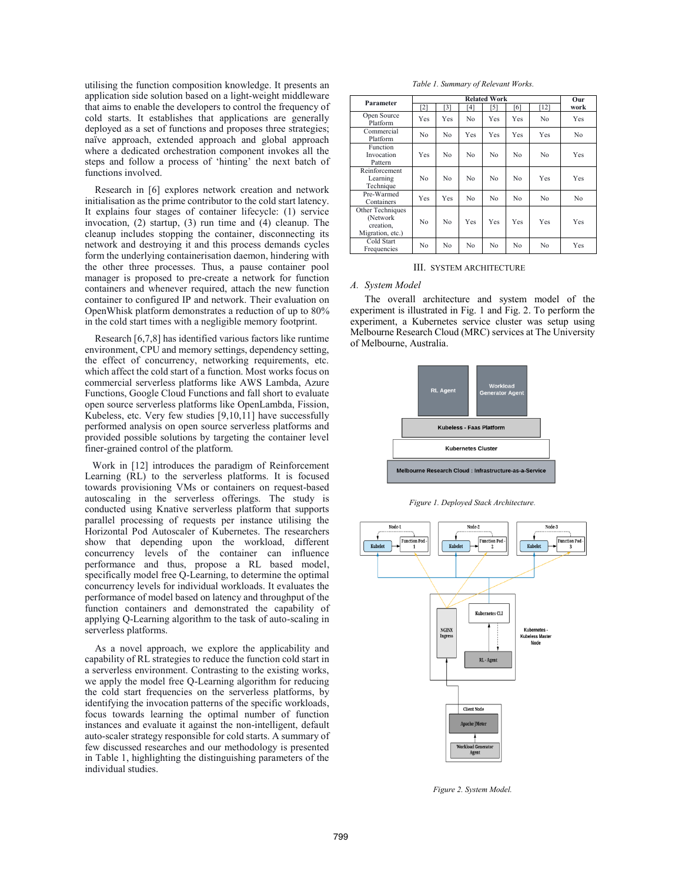utilising the function composition knowledge. It presents an application side solution based on a light-weight middleware that aims to enable the developers to control the frequency of cold starts. It establishes that applications are generally deployed as a set of functions and proposes three strategies; naïve approach, extended approach and global approach where a dedicated orchestration component invokes all the steps and follow a process of 'hinting' the next batch of functions involved.

Research in [6] explores network creation and network initialisation as the prime contributor to the cold start latency. It explains four stages of container lifecycle: (1) service invocation, (2) startup, (3) run time and (4) cleanup. The cleanup includes stopping the container, disconnecting its network and destroying it and this process demands cycles form the underlying containerisation daemon, hindering with the other three processes. Thus, a pause container pool manager is proposed to pre-create a network for function containers and whenever required, attach the new function container to configured IP and network. Their evaluation on OpenWhisk platform demonstrates a reduction of up to 80% in the cold start times with a negligible memory footprint.

Research [6,7,8] has identified various factors like runtime environment, CPU and memory settings, dependency setting, the effect of concurrency, networking requirements, etc. which affect the cold start of a function. Most works focus on commercial serverless platforms like AWS Lambda, Azure Functions, Google Cloud Functions and fall short to evaluate open source serverless platforms like OpenLambda, Fission, Kubeless, etc. Very few studies [9,10,11] have successfully performed analysis on open source serverless platforms and provided possible solutions by targeting the container level finer-grained control of the platform.

Work in [12] introduces the paradigm of Reinforcement Learning (RL) to the serverless platforms. It is focused towards provisioning VMs or containers on request-based autoscaling in the serverless offerings. The study is conducted using Knative serverless platform that supports parallel processing of requests per instance utilising the Horizontal Pod Autoscaler of Kubernetes. The researchers show that depending upon the workload, different concurrency levels of the container can influence performance and thus, propose a RL based model, specifically model free Q-Learning, to determine the optimal concurrency levels for individual workloads. It evaluates the performance of model based on latency and throughput of the function containers and demonstrated the capability of applying Q-Learning algorithm to the task of auto-scaling in serverless platforms.

As a novel approach, we explore the applicability and capability of RL strategies to reduce the function cold start in a serverless environment. Contrasting to the existing works, we apply the model free Q-Learning algorithm for reducing the cold start frequencies on the serverless platforms, by identifying the invocation patterns of the specific workloads, focus towards learning the optimal number of function instances and evaluate it against the non-intelligent, default auto-scaler strategy responsible for cold starts. A summary of few discussed researches and our methodology is presented in Table 1, highlighting the distinguishing parameters of the individual studies.

*Table 1. Summary of Relevant Works.*

| Parameter | Related Work | | | | | | Our work |
|---|---|---|---|---|---|---|---|
| | [2] | [3] | [4] | [5] | [6] | [12] | |
| Open Source Platform | Yes | Yes | No | Yes | Yes | No | Yes |
| Commercial Platform | No | No | Yes | Yes | Yes | Yes | No |
| Function Invocation Pattern | Yes | No | No | No | No | No | Yes |
| Reinforcement Learning Technique | No | No | No | No | No | Yes | Yes |
| Pre-Warmed Containers | Yes | Yes | No | No | No | No | No |
| Other Techniques (Network creation, Migration, etc.) | No | No | Yes | Yes | Yes | Yes | Yes |
| Cold Start Frequencies | No | No | No | No | No | No | Yes |

## III. SYSTEM ARCHITECTURE

### A. System Model

The overall architecture and system model of the experiment is illustrated in Fig. 1 and Fig. 2. To perform the experiment, a Kubernetes service cluster was setup using Melbourne Research Cloud (MRC) services at The University of Melbourne, Australia.

*Figure 1. Deployed Stack Architecture.*

*Figure 2. System Model.*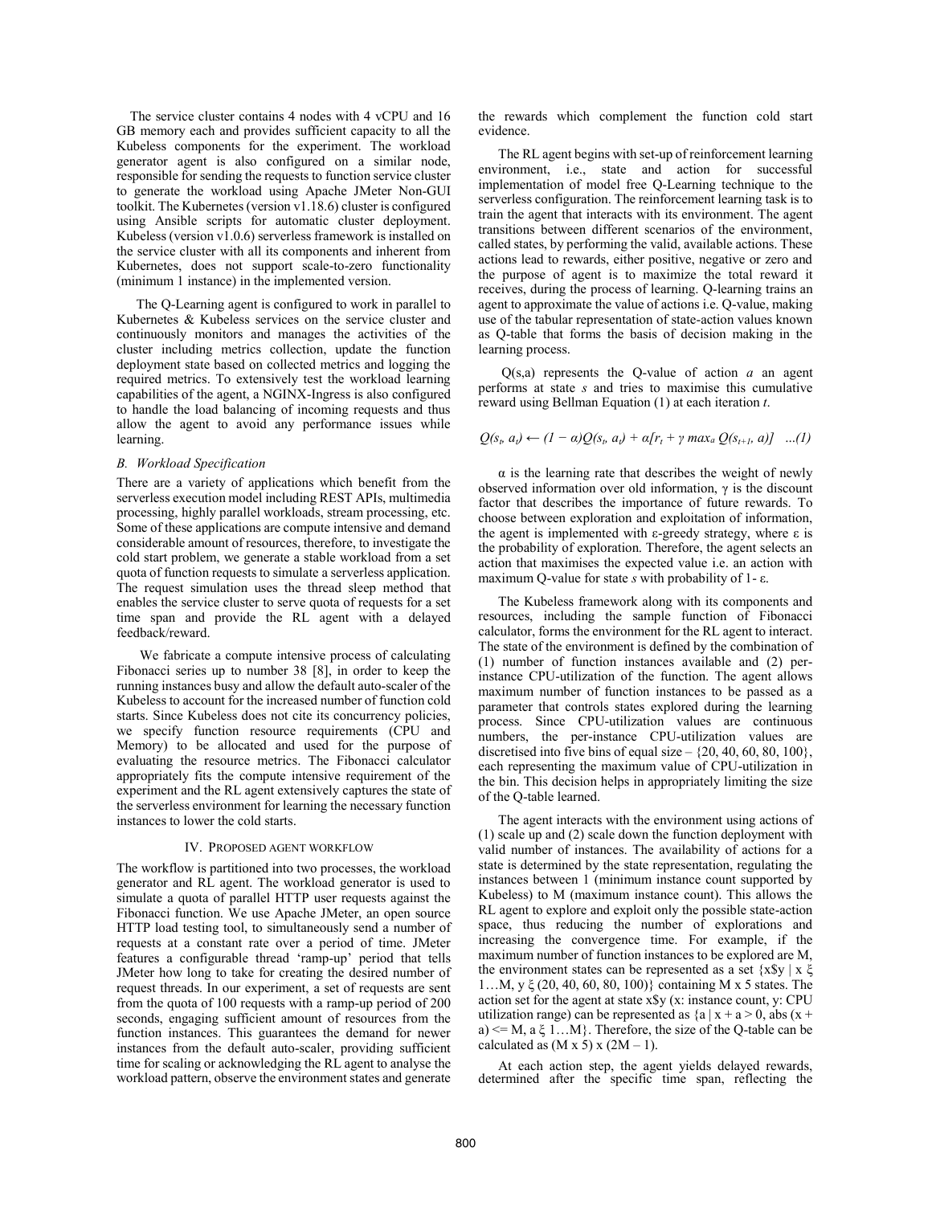The service cluster contains 4 nodes with 4 vCPU and 16 GB memory each and provides sufficient capacity to all the Kubeless components for the experiment. The workload generator agent is also configured on a similar node, responsible for sending the requests to function service cluster to generate the workload using Apache JMeter Non-GUI toolkit. The Kubernetes (version v1.18.6) cluster is configured using Ansible scripts for automatic cluster deployment. Kubeless (version v1.0.6) serverless framework is installed on the service cluster with all its components and inherent from Kubernetes, does not support scale-to-zero functionality (minimum 1 instance) in the implemented version.

The Q-Learning agent is configured to work in parallel to Kubernetes & Kubeless services on the service cluster and continuously monitors and manages the activities of the cluster including metrics collection, update the function deployment state based on collected metrics and logging the required metrics. To extensively test the workload learning capabilities of the agent, a NGINX-Ingress is also configured to handle the load balancing of incoming requests and thus allow the agent to avoid any performance issues while learning.

### B. Workload Specification

There are a variety of applications which benefit from the serverless execution model including REST APIs, multimedia processing, highly parallel workloads, stream processing, etc. Some of these applications are compute intensive and demand considerable amount of resources, therefore, to investigate the cold start problem, we generate a stable workload from a set quota of function requests to simulate a serverless application. The request simulation uses the thread sleep method that enables the service cluster to serve quota of requests for a set time span and provide the RL agent with a delayed feedback/reward.

We fabricate a compute intensive process of calculating Fibonacci series up to number 38 [8], in order to keep the running instances busy and allow the default auto-scaler of the Kubeless to account for the increased number of function cold starts. Since Kubeless does not cite its concurrency policies, we specify function resource requirements (CPU and Memory) to be allocated and used for the purpose of evaluating the resource metrics. The Fibonacci calculator appropriately fits the compute intensive requirement of the experiment and the RL agent extensively captures the state of the serverless environment for learning the necessary function instances to lower the cold starts.

## IV. Proposed Agent Workflow

The workflow is partitioned into two processes, the workload generator and RL agent. The workload generator is used to simulate a quota of parallel HTTP user requests against the Fibonacci function. We use Apache JMeter, an open source HTTP load testing tool, to simultaneously send a number of requests at a constant rate over a period of time. JMeter features a configurable thread 'ramp-up' period that tells JMeter how long to take for creating the desired number of request threads. In our experiment, a set of requests are sent from the quota of 100 requests with a ramp-up period of 200 seconds, engaging sufficient amount of resources from the function instances. This guarantees the demand for newer instances from the default auto-scaler, providing sufficient time for scaling or acknowledging the RL agent to analyse the workload pattern, observe the environment states and generate the rewards which complement the function cold start evidence.

The RL agent begins with set-up of reinforcement learning environment, i.e., state and action for successful implementation of model free Q-Learning technique to the serverless configuration. The reinforcement learning task is to train the agent that interacts with its environment. The agent transitions between different scenarios of the environment, called states, by performing the valid, available actions. These actions lead to rewards, either positive, negative or zero and the purpose of agent is to maximize the total reward it receives, during the process of learning. Q-learning trains an agent to approximate the value of actions i.e. Q-value, making use of the tabular representation of state-action values known as Q-table that forms the basis of decision making in the learning process.

$Q(s,a)$ represents the Q-value of action $a$ an agent performs at state $s$ and tries to maximise this cumulative reward using Bellman Equation (1) at each iteration $t$.

$$Q(s_t, a_t) \leftarrow (1 - \alpha)Q(s_t, a_t) + \alpha[r_t + \gamma \max_a Q(s_{t+1}, a)] \quad ...(1)$$

$\alpha$ is the learning rate that describes the weight of newly observed information over old information, $\gamma$ is the discount factor that describes the importance of future rewards. To choose between exploration and exploitation of information, the agent is implemented with $\varepsilon$-greedy strategy, where $\varepsilon$ is the probability of exploration. Therefore, the agent selects an action that maximises the expected value i.e. an action with maximum Q-value for state $s$ with probability of $1-\varepsilon$.

The Kubeless framework along with its components and resources, including the sample function of Fibonacci calculator, forms the environment for the RL agent to interact. The state of the environment is defined by the combination of (1) number of function instances available and (2) per-instance CPU-utilization of the function. The agent allows maximum number of function instances to be passed as a parameter that controls states explored during the learning process. Since CPU-utilization values are continuous numbers, the per-instance CPU-utilization values are discretised into five bins of equal size – {20, 40, 60, 80, 100}, each representing the maximum value of CPU-utilization in the bin. This decision helps in appropriately limiting the size of the Q-table learned.

The agent interacts with the environment using actions of (1) scale up and (2) scale down the function deployment with valid number of instances. The availability of actions for a state is determined by the state representation, regulating the instances between 1 (minimum instance count supported by Kubeless) to M (maximum instance count). This allows the RL agent to explore and exploit only the possible state-action space, thus reducing the number of explorations and increasing the convergence time. For example, if the maximum number of function instances to be explored are M, the environment states can be represented as a set $\{x\$y \mid x \in 1 \ldots M, y \in (20, 40, 60, 80, 100)\}$ containing M x 5 states. The action set for the agent at state x$y (x: instance count, y: CPU utilization range) can be represented as $\{a \mid x + a > 0, \text{abs}(x + a) \le M, a \in 1 \ldots M\}$. Therefore, the size of the Q-table can be calculated as $(M \times 5) \times (2M - 1)$.

At each action step, the agent yields delayed rewards, determined after the specific time span, reflecting the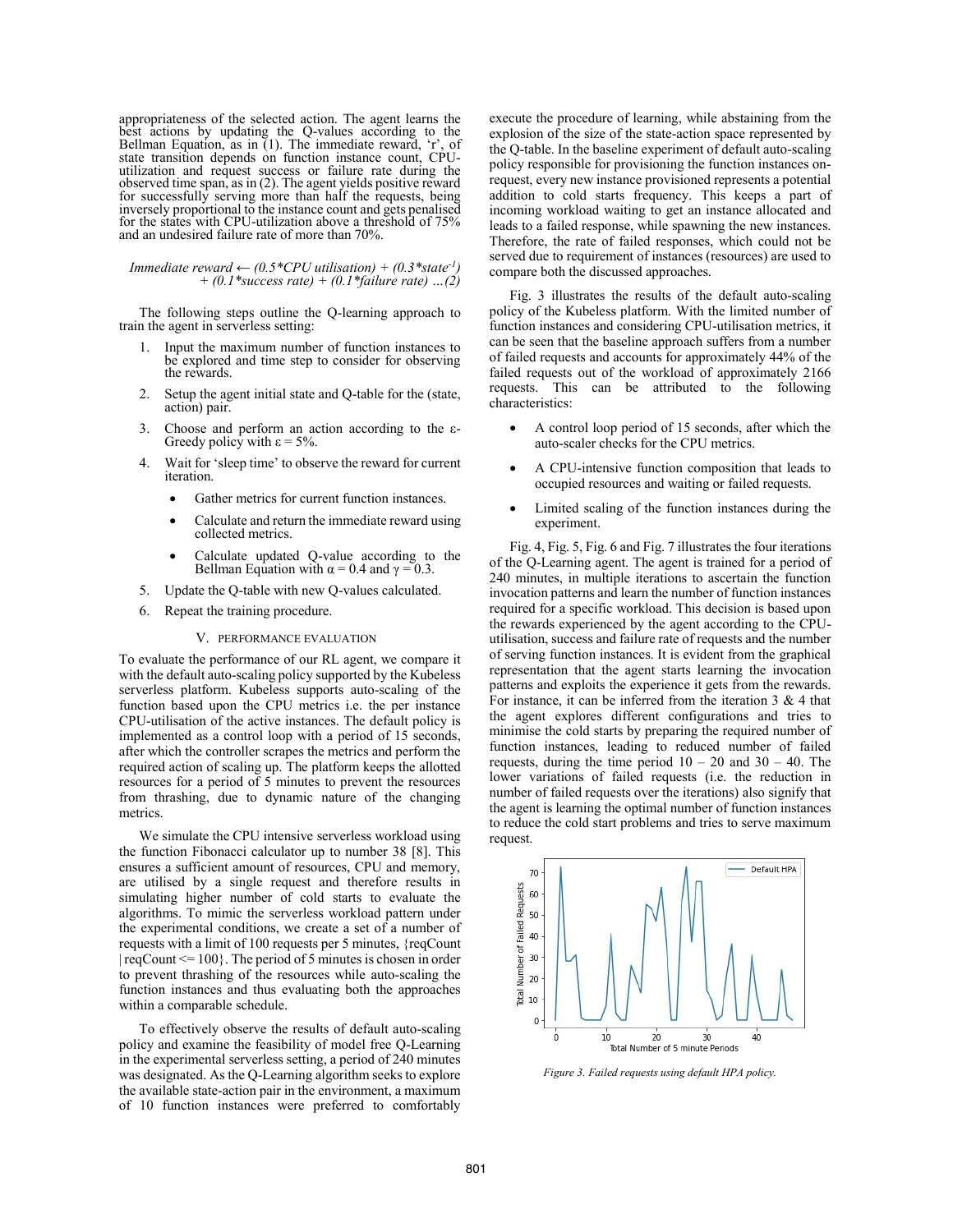appropriateness of the selected action. The agent learns the best actions by updating the Q-values according to the Bellman Equation, as in (1). The immediate reward, 'r', of state transition depends on function instance count, CPU-utilization and request success or failure rate during the observed time span, as in (2). The agent yields positive reward for successfully serving more than half the requests, being inversely proportional to the instance count and gets penalised for the states with CPU-utilization above a threshold of 75% and an undesired failure rate of more than 70%.

$$\text{Immediate reward} \leftarrow (0.5*\text{CPU utilisation}) + (0.3*\text{state}^{-1}) + (0.1*\text{success rate}) + (0.1*\text{failure rate}) \quad \ldots(2)$$

The following steps outline the Q-learning approach to train the agent in serverless setting:

1. Input the maximum number of function instances to be explored and time step to consider for observing the rewards.
2. Setup the agent initial state and Q-table for the (state, action) pair.
3. Choose and perform an action according to the ε-Greedy policy with ε = 5%.
4. Wait for 'sleep time' to observe the reward for current iteration.
   - Gather metrics for current function instances.
   - Calculate and return the immediate reward using collected metrics.
   - Calculate updated Q-value according to the Bellman Equation with α = 0.4 and γ = 0.3.
5. Update the Q-table with new Q-values calculated.
6. Repeat the training procedure.

## V. PERFORMANCE EVALUATION

To evaluate the performance of our RL agent, we compare it with the default auto-scaling policy supported by the Kubeless serverless platform. Kubeless supports auto-scaling of the function based upon the CPU metrics i.e. the per instance CPU-utilisation of the active instances. The default policy is implemented as a control loop with a period of 15 seconds, after which the controller scrapes the metrics and perform the required action of scaling up. The platform keeps the allotted resources for a period of 5 minutes to prevent the resources from thrashing, due to dynamic nature of the changing metrics.

We simulate the CPU intensive serverless workload using the function Fibonacci calculator up to number 38 [8]. This ensures a sufficient amount of resources, CPU and memory, are utilised by a single request and therefore results in simulating higher number of cold starts to evaluate the algorithms. To mimic the serverless workload pattern under the experimental conditions, we create a set of a number of requests with a limit of 100 requests per 5 minutes, {reqCount | reqCount <= 100}. The period of 5 minutes is chosen in order to prevent thrashing of the resources while auto-scaling the function instances and thus evaluating both the approaches within a comparable schedule.

To effectively observe the results of default auto-scaling policy and examine the feasibility of model free Q-Learning in the experimental serverless setting, a period of 240 minutes was designated. As the Q-Learning algorithm seeks to explore the available state-action pair in the environment, a maximum of 10 function instances were preferred to comfortably execute the procedure of learning, while abstaining from the explosion of the size of the state-action space represented by the Q-table. In the baseline experiment of default auto-scaling policy responsible for provisioning the function instances on-request, every new instance provisioned represents a potential addition to cold starts frequency. This keeps a part of incoming workload waiting to get an instance allocated and leads to a failed response, while spawning the new instances. Therefore, the rate of failed responses, which could not be served due to requirement of instances (resources) are used to compare both the discussed approaches.

Fig. 3 illustrates the results of the default auto-scaling policy of the Kubeless platform. With the limited number of function instances and considering CPU-utilisation metrics, it can be seen that the baseline approach suffers from a number of failed requests and accounts for approximately 44% of the failed requests out of the workload of approximately 2166 requests. This can be attributed to the following characteristics:

- A control loop period of 15 seconds, after which the auto-scaler checks for the CPU metrics.
- A CPU-intensive function composition that leads to occupied resources and waiting or failed requests.
- Limited scaling of the function instances during the experiment.

Fig. 4, Fig. 5, Fig. 6 and Fig. 7 illustrates the four iterations of the Q-Learning agent. The agent is trained for a period of 240 minutes, in multiple iterations to ascertain the function invocation patterns and learn the number of function instances required for a specific workload. This decision is based upon the rewards experienced by the agent according to the CPU-utilisation, success and failure rate of requests and the number of serving function instances. It is evident from the graphical representation that the agent starts learning the invocation patterns and exploits the experience it gets from the rewards. For instance, it can be inferred from the iteration 3 & 4 that the agent explores different configurations and tries to minimise the cold starts by preparing the required number of function instances, leading to reduced number of failed requests, during the time period 10 – 20 and 30 – 40. The lower variations of failed requests (i.e. the reduction in number of failed requests over the iterations) also signify that the agent is learning the optimal number of function instances to reduce the cold start problems and tries to serve maximum request.

*Figure 3. Failed requests using default HPA policy.*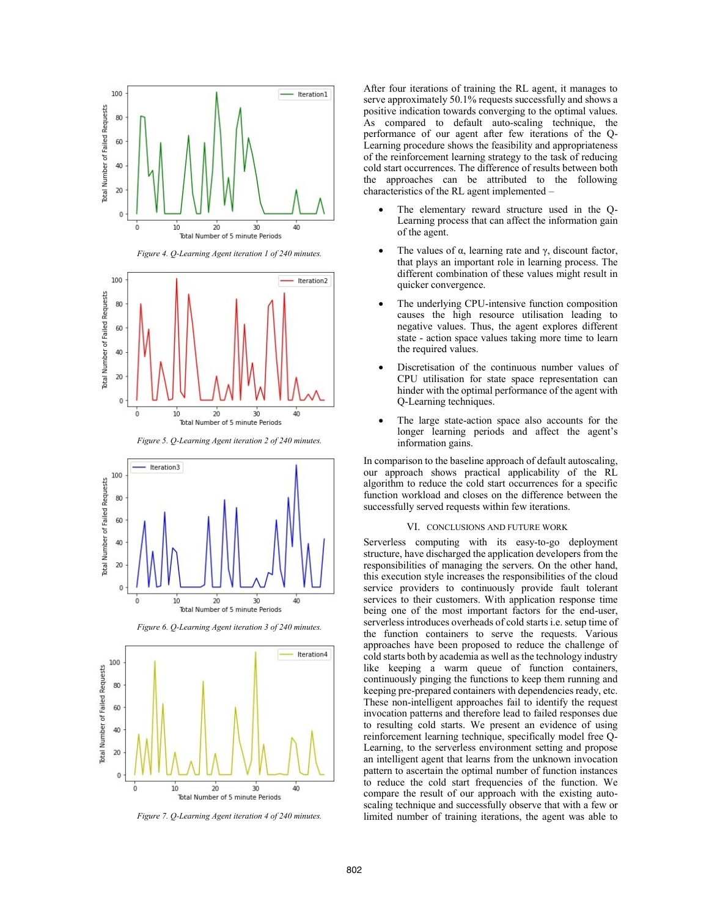Figure 4. Q-Learning Agent iteration 1 of 240 minutes.

Figure 5. Q-Learning Agent iteration 2 of 240 minutes.

Figure 6. Q-Learning Agent iteration 3 of 240 minutes.

Figure 7. Q-Learning Agent iteration 4 of 240 minutes.

After four iterations of training the RL agent, it manages to serve approximately 50.1% requests successfully and shows a positive indication towards converging to the optimal values. As compared to default auto-scaling technique, the performance of our agent after few iterations of the Q-Learning procedure shows the feasibility and appropriateness of the reinforcement learning strategy to the task of reducing cold start occurrences. The difference of results between both the approaches can be attributed to the following characteristics of the RL agent implemented –

- The elementary reward structure used in the Q-Learning process that can affect the information gain of the agent.
- The values of α, learning rate and γ, discount factor, that plays an important role in learning process. The different combination of these values might result in quicker convergence.
- The underlying CPU-intensive function composition causes the high resource utilisation leading to negative values. Thus, the agent explores different state - action space values taking more time to learn the required values.
- Discretisation of the continuous number values of CPU utilisation for state space representation can hinder with the optimal performance of the agent with Q-Learning techniques.
- The large state-action space also accounts for the longer learning periods and affect the agent's information gains.

In comparison to the baseline approach of default autoscaling, our approach shows practical applicability of the RL algorithm to reduce the cold start occurrences for a specific function workload and closes on the difference between the successfully served requests within few iterations.

## VI. Conclusions and Future Work

Serverless computing with its easy-to-go deployment structure, have discharged the application developers from the responsibilities of managing the servers. On the other hand, this execution style increases the responsibilities of the cloud service providers to continuously provide fault tolerant services to their customers. With application response time being one of the most important factors for the end-user, serverless introduces overheads of cold starts i.e. setup time of the function containers to serve the requests. Various approaches have been proposed to reduce the challenge of cold starts both by academia as well as the technology industry like keeping a warm queue of function containers, continuously pinging the functions to keep them running and keeping pre-prepared containers with dependencies ready, etc. These non-intelligent approaches fail to identify the request invocation patterns and therefore lead to failed responses due to resulting cold starts. We present an evidence of using reinforcement learning technique, specifically model free Q-Learning, to the serverless environment setting and propose an intelligent agent that learns from the unknown invocation pattern to ascertain the optimal number of function instances to reduce the cold start frequencies of the function. We compare the result of our approach with the existing auto-scaling technique and successfully observe that with a few or limited number of training iterations, the agent was able to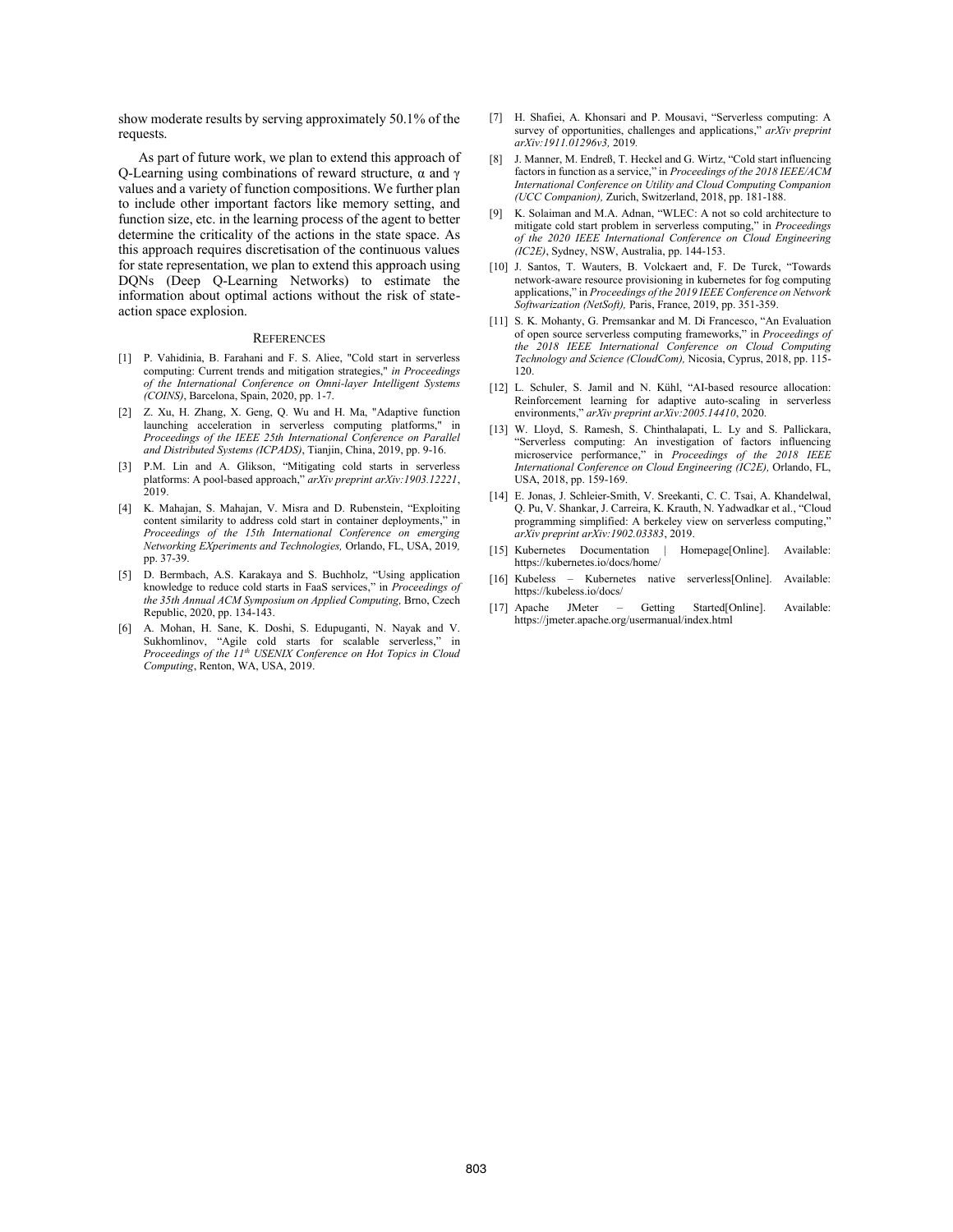show moderate results by serving approximately 50.1% of the requests.

As part of future work, we plan to extend this approach of Q-Learning using combinations of reward structure, $\alpha$ and $\gamma$ values and a variety of function compositions. We further plan to include other important factors like memory setting, and function size, etc. in the learning process of the agent to better determine the criticality of the actions in the state space. As this approach requires discretisation of the continuous values for state representation, we plan to extend this approach using DQNs (Deep Q-Learning Networks) to estimate the information about optimal actions without the risk of state-action space explosion.

## References

[1] P. Vahidinia, B. Farahani and F. S. Aliee, "Cold start in serverless computing: Current trends and mitigation strategies," *in Proceedings of the International Conference on Omni-layer Intelligent Systems (COINS)*, Barcelona, Spain, 2020, pp. 1-7.

[2] Z. Xu, H. Zhang, X. Geng, Q. Wu and H. Ma, "Adaptive function launching acceleration in serverless computing platforms," in *Proceedings of the IEEE 25th International Conference on Parallel and Distributed Systems (ICPADS)*, Tianjin, China, 2019, pp. 9-16.

[3] P.M. Lin and A. Glikson, "Mitigating cold starts in serverless platforms: A pool-based approach," *arXiv preprint arXiv:1903.12221*, 2019.

[4] K. Mahajan, S. Mahajan, V. Misra and D. Rubenstein, "Exploiting content similarity to address cold start in container deployments," in *Proceedings of the 15th International Conference on emerging Networking EXperiments and Technologies,* Orlando, FL, USA, 2019*,* pp. 37-39.

[5] D. Bermbach, A.S. Karakaya and S. Buchholz, "Using application knowledge to reduce cold starts in FaaS services," in *Proceedings of the 35th Annual ACM Symposium on Applied Computing,* Brno, Czech Republic, 2020, pp. 134-143.

[6] A. Mohan, H. Sane, K. Doshi, S. Edupuganti, N. Nayak and V. Sukhomlinov, "Agile cold starts for scalable serverless," in *Proceedings of the 11th USENIX Conference on Hot Topics in Cloud Computing*, Renton, WA, USA, 2019.

[7] H. Shafiei, A. Khonsari and P. Mousavi, "Serverless computing: A survey of opportunities, challenges and applications," *arXiv preprint arXiv:1911.01296v3,* 2019*.*

[8] J. Manner, M. Endreß, T. Heckel and G. Wirtz, "Cold start influencing factors in function as a service," in *Proceedings of the 2018 IEEE/ACM International Conference on Utility and Cloud Computing Companion (UCC Companion),* Zurich, Switzerland, 2018, pp. 181-188.

[9] K. Solaiman and M.A. Adnan, "WLEC: A not so cold architecture to mitigate cold start problem in serverless computing," in *Proceedings of the 2020 IEEE International Conference on Cloud Engineering (IC2E)*, Sydney, NSW, Australia, pp. 144-153.

[10] J. Santos, T. Wauters, B. Volckaert and, F. De Turck, "Towards network-aware resource provisioning in kubernetes for fog computing applications," in *Proceedings of the 2019 IEEE Conference on Network Softwarization (NetSoft),* Paris, France, 2019, pp. 351-359.

[11] S. K. Mohanty, G. Premsankar and M. Di Francesco, "An Evaluation of open source serverless computing frameworks," in *Proceedings of the 2018 IEEE International Conference on Cloud Computing Technology and Science (CloudCom),* Nicosia, Cyprus, 2018, pp. 115-120.

[12] L. Schuler, S. Jamil and N. Kühl, "AI-based resource allocation: Reinforcement learning for adaptive auto-scaling in serverless environments," *arXiv preprint arXiv:2005.14410*, 2020.

[13] W. Lloyd, S. Ramesh, S. Chinthalapati, L. Ly and S. Pallickara, "Serverless computing: An investigation of factors influencing microservice performance," in *Proceedings of the 2018 IEEE International Conference on Cloud Engineering (IC2E),* Orlando, FL, USA, 2018, pp. 159-169.

[14] E. Jonas, J. Schleier-Smith, V. Sreekanti, C. C. Tsai, A. Khandelwal, Q. Pu, V. Shankar, J. Carreira, K. Krauth, N. Yadwadkar et al., "Cloud programming simplified: A berkeley view on serverless computing," *arXiv preprint arXiv:1902.03383*, 2019.

[15] Kubernetes Documentation | Homepage[Online]. Available: https://kubernetes.io/docs/home/

[16] Kubeless – Kubernetes native serverless[Online]. Available: https://kubeless.io/docs/

[17] Apache JMeter – Getting Started[Online]. Available: https://jmeter.apache.org/usermanual/index.html